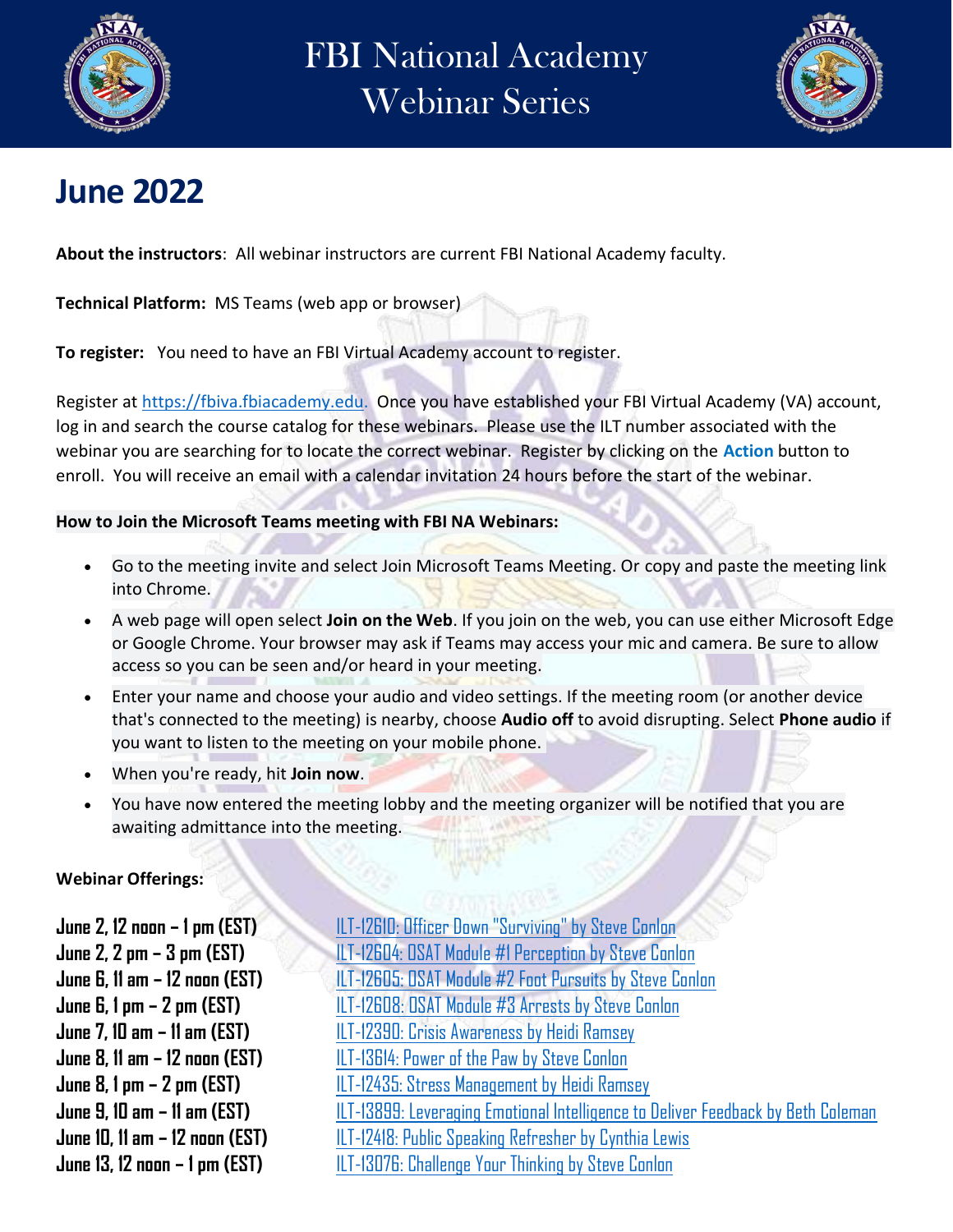# FBI National Academy Webinar Series

## June 2022

**About the instructors**: All webinar instructors are current FBI National Academy faculty.

**Technical Platform:** MS Teams (web app or browser)

**To register:** You need to have an FBI Virtual Academy account to register.

Register at https://fbiva.fbiacademy.edu. Once you have established your FBI Virtual Academy (VA) account, log in and search the course catalog for these webinars. Please use the ILT number associated with the webinar you are searching for to locate the correct webinar. Register by clicking on the **Action** button to enroll. You will receive an email with a calendar invitation 24 hours before the start of the webinar.

**How to Join the Microsoft Teams meeting with FBI NA Webinars:**

- Go to the meeting invite and select Join Microsoft Teams Meeting. Or copy and paste the meeting link into Chrome.
- A web page will open select **Join on the Web**. If you join on the web, you can use either Microsoft Edge or Google Chrome. Your browser may ask if Teams may access your mic and camera. Be sure to allow access so you can be seen and/or heard in your meeting.
- Enter your name and choose your audio and video settings. If the meeting room (or another device that's connected to the meeting) is nearby, choose **Audio off** to avoid disrupting. Select **Phone audio** if you want to listen to the meeting on your mobile phone.
- When you're ready, hit **Join now**.
- You have now entered the meeting lobby and the meeting organizer will be notified that you are awaiting admittance into the meeting.

**Webinar Offerings:**

| | |
|---|---|
| **June 2, 12 noon – 1 pm (EST)** | ILT-12610: Officer Down "Surviving" by Steve Conlon |
| **June 2, 2 pm – 3 pm (EST)** | ILT-12604: OSAT Module #1 Perception by Steve Conlon |
| **June 6, 11 am – 12 noon (EST)** | ILT-12605: OSAT Module #2 Foot Pursuits by Steve Conlon |
| **June 6, 1 pm – 2 pm (EST)** | ILT-12608: OSAT Module #3 Arrests by Steve Conlon |
| **June 7, 10 am – 11 am (EST)** | ILT-12390: Crisis Awareness by Heidi Ramsey |
| **June 8, 11 am – 12 noon (EST)** | ILT-13614: Power of the Paw by Steve Conlon |
| **June 8, 1 pm – 2 pm (EST)** | ILT-12435: Stress Management by Heidi Ramsey |
| **June 9, 10 am – 11 am (EST)** | ILT-13899: Leveraging Emotional Intelligence to Deliver Feedback by Beth Coleman |
| **June 10, 11 am – 12 noon (EST)** | ILT-12418: Public Speaking Refresher by Cynthia Lewis |
| **June 13, 12 noon – 1 pm (EST)** | ILT-13076: Challenge Your Thinking by Steve Conlon |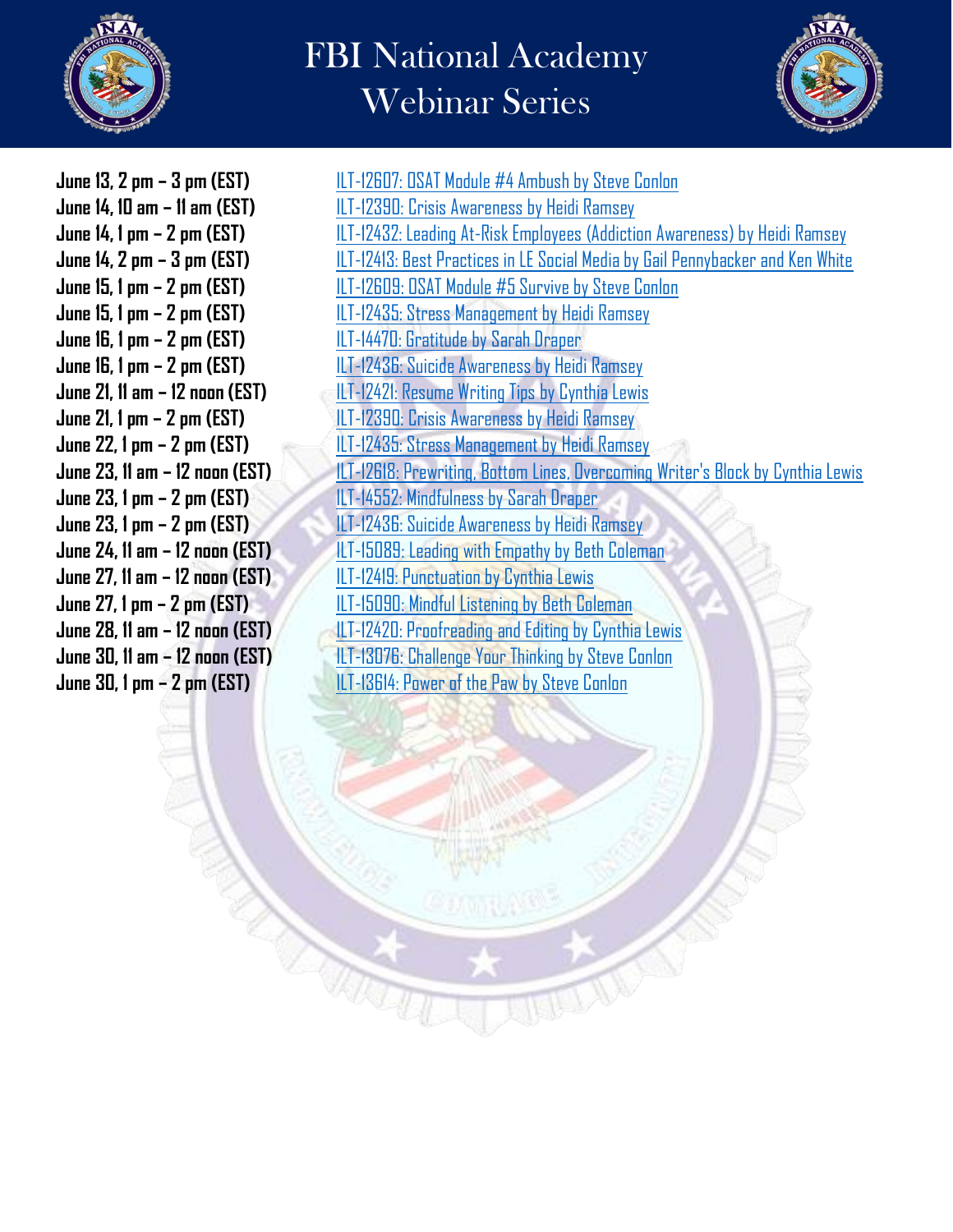# FBI National Academy Webinar Series

| | |
|---|---|
| **June 13, 2 pm – 3 pm (EST)** | ILT-12607: OSAT Module #4 Ambush by Steve Conlon |
| **June 14, 10 am – 11 am (EST)** | ILT-12390: Crisis Awareness by Heidi Ramsey |
| **June 14, 1 pm – 2 pm (EST)** | ILT-12432: Leading At-Risk Employees (Addiction Awareness) by Heidi Ramsey |
| **June 14, 2 pm – 3 pm (EST)** | ILT-12413: Best Practices in LE Social Media by Gail Pennybacker and Ken White |
| **June 15, 1 pm – 2 pm (EST)** | ILT-12609: OSAT Module #5 Survive by Steve Conlon |
| **June 15, 1 pm – 2 pm (EST)** | ILT-12435: Stress Management by Heidi Ramsey |
| **June 16, 1 pm – 2 pm (EST)** | ILT-14470: Gratitude by Sarah Draper |
| **June 16, 1 pm – 2 pm (EST)** | ILT-12436: Suicide Awareness by Heidi Ramsey |
| **June 21, 11 am – 12 noon (EST)** | ILT-12421: Resume Writing Tips by Cynthia Lewis |
| **June 21, 1 pm – 2 pm (EST)** | ILT-12390: Crisis Awareness by Heidi Ramsey |
| **June 22, 1 pm – 2 pm (EST)** | ILT-12435: Stress Management by Heidi Ramsey |
| **June 23, 11 am – 12 noon (EST)** | ILT-12618: Prewriting, Bottom Lines, Overcoming Writer's Block by Cynthia Lewis |
| **June 23, 1 pm – 2 pm (EST)** | ILT-14552: Mindfulness by Sarah Draper |
| **June 23, 1 pm – 2 pm (EST)** | ILT-12436: Suicide Awareness by Heidi Ramsey |
| **June 24, 11 am – 12 noon (EST)** | ILT-15089: Leading with Empathy by Beth Coleman |
| **June 27, 11 am – 12 noon (EST)** | ILT-12419: Punctuation by Cynthia Lewis |
| **June 27, 1 pm – 2 pm (EST)** | ILT-15090: Mindful Listening by Beth Coleman |
| **June 28, 11 am – 12 noon (EST)** | ILT-12420: Proofreading and Editing by Cynthia Lewis |
| **June 30, 11 am – 12 noon (EST)** | ILT-13076: Challenge Your Thinking by Steve Conlon |
| **June 30, 1 pm – 2 pm (EST)** | ILT-13614: Power of the Paw by Steve Conlon |